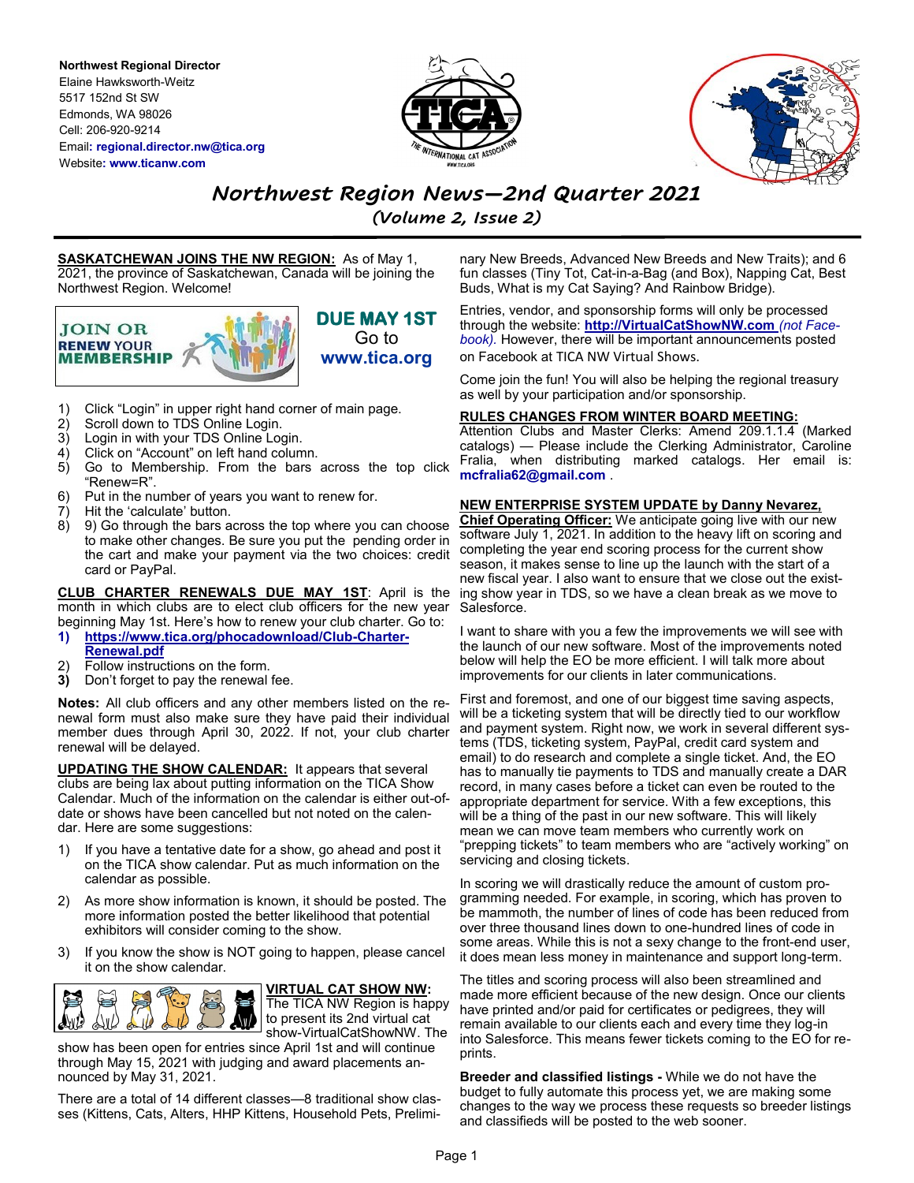**Northwest Regional Director**
Elaine Hawksworth-Weitz
5517 152nd St SW
Edmonds, WA 98026
Cell: 206-920-9214
Email: **regional.director.nw@tica.org**
Website: **www.ticanw.com**

# *Northwest Region News—2nd Quarter 2021*

## *(Volume 2, Issue 2)*

**SASKATCHEWAN JOINS THE NW REGION:** As of May 1, 2021, the province of Saskatchewan, Canada will be joining the Northwest Region. Welcome!

JOIN OR RENEW YOUR MEMBERSHIP

**DUE MAY 1ST**
Go to
**www.tica.org**

1) Click "Login" in upper right hand corner of main page.
2) Scroll down to TDS Online Login.
3) Login in with your TDS Online Login.
4) Click on "Account" on left hand column.
5) Go to Membership. From the bars across the top click "Renew=R".
6) Put in the number of years you want to renew for.
7) Hit the 'calculate' button.
8) 9) Go through the bars across the top where you can choose to make other changes. Be sure you put the pending order in the cart and make your payment via the two choices: credit card or PayPal.

**CLUB CHARTER RENEWALS DUE MAY 1ST**: April is the month in which clubs are to elect club officers for the new year beginning May 1st. Here's how to renew your club charter. Go to:

1) **https://www.tica.org/phocadownload/Club-Charter-Renewal.pdf**
2) Follow instructions on the form.
3) Don't forget to pay the renewal fee.

**Notes:** All club officers and any other members listed on the renewal form must also make sure they have paid their individual member dues through April 30, 2022. If not, your club charter renewal will be delayed.

**UPDATING THE SHOW CALENDAR:** It appears that several clubs are being lax about putting information on the TICA Show Calendar. Much of the information on the calendar is either out-of-date or shows have been cancelled but not noted on the calendar. Here are some suggestions:

1) If you have a tentative date for a show, go ahead and post it on the TICA show calendar. Put as much information on the calendar as possible.
2) As more show information is known, it should be posted. The more information posted the better likelihood that potential exhibitors will consider coming to the show.
3) If you know the show is NOT going to happen, please cancel it on the show calendar.

**VIRTUAL CAT SHOW NW:** The TICA NW Region is happy to present its 2nd virtual cat show-VirtualCatShowNW. The show has been open for entries since April 1st and will continue through May 15, 2021 with judging and award placements announced by May 31, 2021.

There are a total of 14 different classes—8 traditional show classes (Kittens, Cats, Alters, HHP Kittens, Household Pets, Preliminary New Breeds, Advanced New Breeds and New Traits); and 6 fun classes (Tiny Tot, Cat-in-a-Bag (and Box), Napping Cat, Best Buds, What is my Cat Saying? And Rainbow Bridge).

Entries, vendor, and sponsorship forms will only be processed through the website: **http://VirtualCatShowNW.com** *(not Facebook).* However, there will be important announcements posted on Facebook at TICA NW Virtual Shows.

Come join the fun! You will also be helping the regional treasury as well by your participation and/or sponsorship.

**RULES CHANGES FROM WINTER BOARD MEETING:** Attention Clubs and Master Clerks: Amend 209.1.1.4 (Marked catalogs) — Please include the Clerking Administrator, Caroline Fralia, when distributing marked catalogs. Her email is: **mcfralia62@gmail.com** .

**NEW ENTERPRISE SYSTEM UPDATE by Danny Nevarez, Chief Operating Officer:** We anticipate going live with our new software July 1, 2021. In addition to the heavy lift on scoring and completing the year end scoring process for the current show season, it makes sense to line up the launch with the start of a new fiscal year. I also want to ensure that we close out the existing show year in TDS, so we have a clean break as we move to Salesforce.

I want to share with you a few the improvements we will see with the launch of our new software. Most of the improvements noted below will help the EO be more efficient. I will talk more about improvements for our clients in later communications.

First and foremost, and one of our biggest time saving aspects, will be a ticketing system that will be directly tied to our workflow and payment system. Right now, we work in several different systems (TDS, ticketing system, PayPal, credit card system and email) to do research and complete a single ticket. And, the EO has to manually tie payments to TDS and manually create a DAR record, in many cases before a ticket can even be routed to the appropriate department for service. With a few exceptions, this will be a thing of the past in our new software. This will likely mean we can move team members who currently work on "prepping tickets" to team members who are "actively working" on servicing and closing tickets.

In scoring we will drastically reduce the amount of custom programming needed. For example, in scoring, which has proven to be mammoth, the number of lines of code has been reduced from over three thousand lines down to one-hundred lines of code in some areas. While this is not a sexy change to the front-end user, it does mean less money in maintenance and support long-term.

The titles and scoring process will also been streamlined and made more efficient because of the new design. Once our clients have printed and/or paid for certificates or pedigrees, they will remain available to our clients each and every time they log-in into Salesforce. This means fewer tickets coming to the EO for reprints.

**Breeder and classified listings -** While we do not have the budget to fully automate this process yet, we are making some changes to the way we process these requests so breeder listings and classifieds will be posted to the web sooner.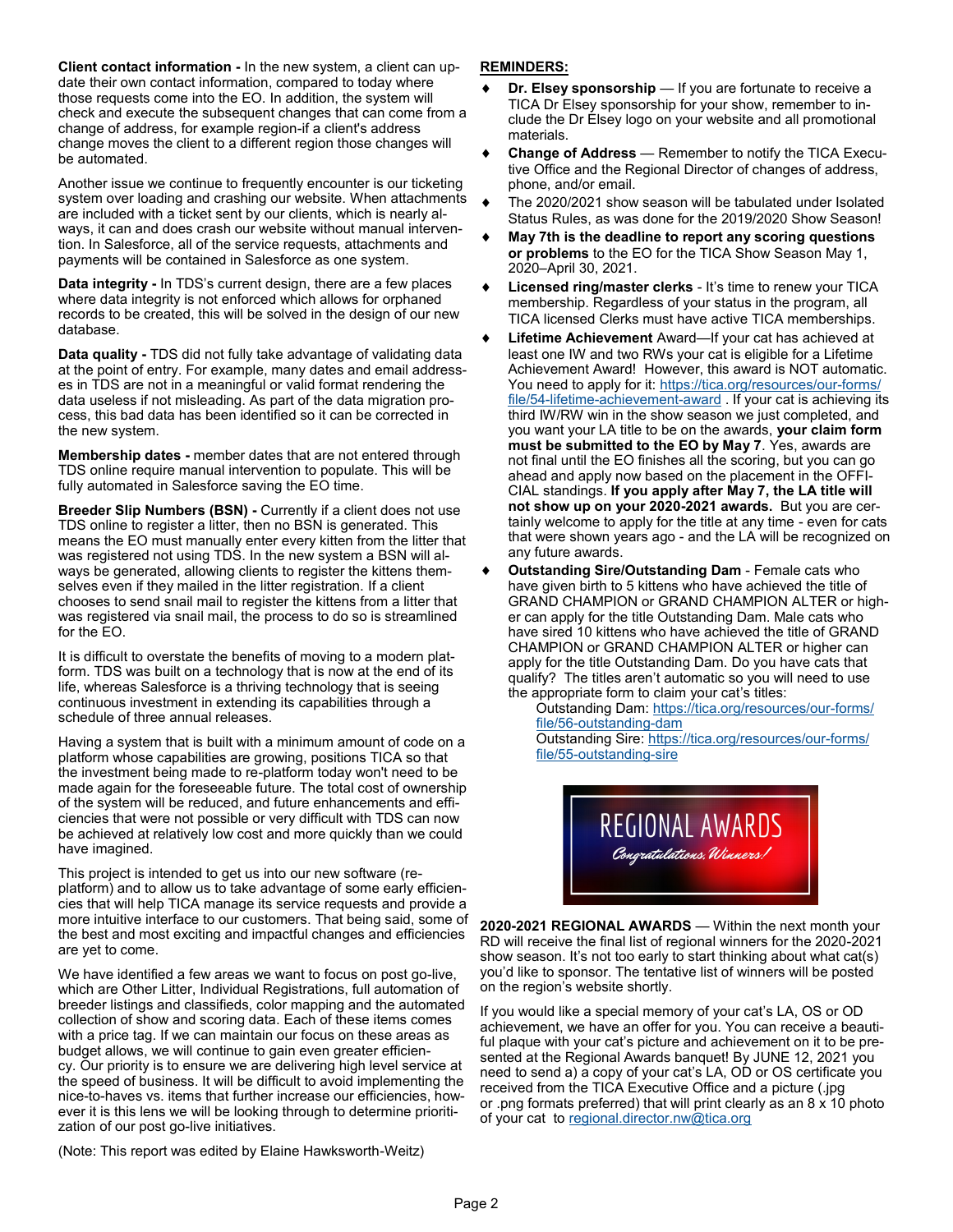**Client contact information -** In the new system, a client can update their own contact information, compared to today where those requests come into the EO. In addition, the system will check and execute the subsequent changes that can come from a change of address, for example region-if a client's address change moves the client to a different region those changes will be automated.

Another issue we continue to frequently encounter is our ticketing system over loading and crashing our website. When attachments are included with a ticket sent by our clients, which is nearly always, it can and does crash our website without manual intervention. In Salesforce, all of the service requests, attachments and payments will be contained in Salesforce as one system.

**Data integrity -** In TDS's current design, there are a few places where data integrity is not enforced which allows for orphaned records to be created, this will be solved in the design of our new database.

**Data quality -** TDS did not fully take advantage of validating data at the point of entry. For example, many dates and email addresses in TDS are not in a meaningful or valid format rendering the data useless if not misleading. As part of the data migration process, this bad data has been identified so it can be corrected in the new system.

**Membership dates -** member dates that are not entered through TDS online require manual intervention to populate. This will be fully automated in Salesforce saving the EO time.

**Breeder Slip Numbers (BSN) -** Currently if a client does not use TDS online to register a litter, then no BSN is generated. This means the EO must manually enter every kitten from the litter that was registered not using TDS. In the new system a BSN will always be generated, allowing clients to register the kittens themselves even if they mailed in the litter registration. If a client chooses to send snail mail to register the kittens from a litter that was registered via snail mail, the process to do so is streamlined for the EO.

It is difficult to overstate the benefits of moving to a modern platform. TDS was built on a technology that is now at the end of its life, whereas Salesforce is a thriving technology that is seeing continuous investment in extending its capabilities through a schedule of three annual releases.

Having a system that is built with a minimum amount of code on a platform whose capabilities are growing, positions TICA so that the investment being made to re-platform today won't need to be made again for the foreseeable future. The total cost of ownership of the system will be reduced, and future enhancements and efficiencies that were not possible or very difficult with TDS can now be achieved at relatively low cost and more quickly than we could have imagined.

This project is intended to get us into our new software (re-platform) and to allow us to take advantage of some early efficiencies that will help TICA manage its service requests and provide a more intuitive interface to our customers. That being said, some of the best and most exciting and impactful changes and efficiencies are yet to come.

We have identified a few areas we want to focus on post go-live, which are Other Litter, Individual Registrations, full automation of breeder listings and classifieds, color mapping and the automated collection of show and scoring data. Each of these items comes with a price tag. If we can maintain our focus on these areas as budget allows, we will continue to gain even greater efficiency. Our priority is to ensure we are delivering high level service at the speed of business. It will be difficult to avoid implementing the nice-to-haves vs. items that further increase our efficiencies, however it is this lens we will be looking through to determine prioritization of our post go-live initiatives.

(Note: This report was edited by Elaine Hawksworth-Weitz)

## REMINDERS:

- **Dr. Elsey sponsorship** — If you are fortunate to receive a TICA Dr Elsey sponsorship for your show, remember to include the Dr Elsey logo on your website and all promotional materials.
- **Change of Address** — Remember to notify the TICA Executive Office and the Regional Director of changes of address, phone, and/or email.
- The 2020/2021 show season will be tabulated under Isolated Status Rules, as was done for the 2019/2020 Show Season!
- **May 7th is the deadline to report any scoring questions or problems** to the EO for the TICA Show Season May 1, 2020–April 30, 2021.
- **Licensed ring/master clerks** - It's time to renew your TICA membership. Regardless of your status in the program, all TICA licensed Clerks must have active TICA memberships.
- **Lifetime Achievement** Award—If your cat has achieved at least one IW and two RWs your cat is eligible for a Lifetime Achievement Award! However, this award is NOT automatic. You need to apply for it: https://tica.org/resources/our-forms/file/54-lifetime-achievement-award . If your cat is achieving its third IW/RW win in the show season we just completed, and you want your LA title to be on the awards, **your claim form must be submitted to the EO by May 7**. Yes, awards are not final until the EO finishes all the scoring, but you can go ahead and apply now based on the placement in the OFFICIAL standings. **If you apply after May 7, the LA title will not show up on your 2020-2021 awards.** But you are certainly welcome to apply for the title at any time - even for cats that were shown years ago - and the LA will be recognized on any future awards.
- **Outstanding Sire/Outstanding Dam** - Female cats who have given birth to 5 kittens who have achieved the title of GRAND CHAMPION or GRAND CHAMPION ALTER or higher can apply for the title Outstanding Dam. Male cats who have sired 10 kittens who have achieved the title of GRAND CHAMPION or GRAND CHAMPION ALTER or higher can apply for the title Outstanding Dam. Do you have cats that qualify? The titles aren't automatic so you will need to use the appropriate form to claim your cat's titles:

  Outstanding Dam: https://tica.org/resources/our-forms/file/56-outstanding-dam

  Outstanding Sire: https://tica.org/resources/our-forms/file/55-outstanding-sire

REGIONAL AWARDS

*Congratulations, Winners!*

**2020-2021 REGIONAL AWARDS** — Within the next month your RD will receive the final list of regional winners for the 2020-2021 show season. It's not too early to start thinking about what cat(s) you'd like to sponsor. The tentative list of winners will be posted on the region's website shortly.

If you would like a special memory of your cat's LA, OS or OD achievement, we have an offer for you. You can receive a beautiful plaque with your cat's picture and achievement on it to be presented at the Regional Awards banquet! By JUNE 12, 2021 you need to send a) a copy of your cat's LA, OD or OS certificate you received from the TICA Executive Office and a picture (.jpg or .png formats preferred) that will print clearly as an 8 x 10 photo of your cat to regional.director.nw@tica.org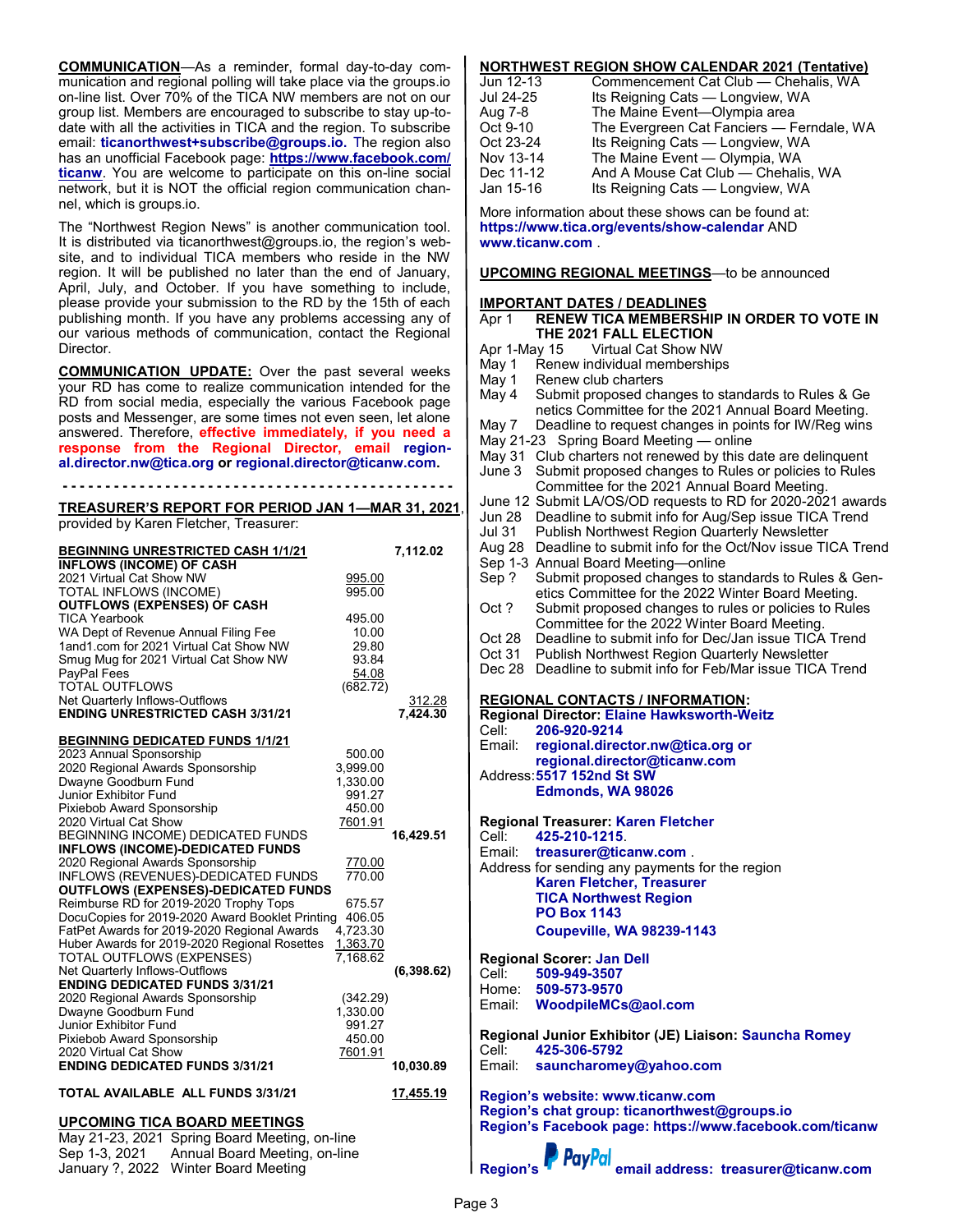**COMMUNICATION**—As a reminder, formal day-to-day communication and regional polling will take place via the groups.io on-line list. Over 70% of the TICA NW members are not on our group list. Members are encouraged to subscribe to stay up-to-date with all the activities in TICA and the region. To subscribe email: **ticanorthwest+subscribe@groups.io.** The region also has an unofficial Facebook page: **https://www.facebook.com/ticanw**. You are welcome to participate on this on-line social network, but it is NOT the official region communication channel, which is groups.io.

The "Northwest Region News" is another communication tool. It is distributed via ticanorthwest@groups.io, the region's website, and to individual TICA members who reside in the NW region. It will be published no later than the end of January, April, July, and October. If you have something to include, please provide your submission to the RD by the 15th of each publishing month. If you have any problems accessing any of our various methods of communication, contact the Regional Director.

**COMMUNICATION UPDATE:** Over the past several weeks your RD has come to realize communication intended for the RD from social media, especially the various Facebook page posts and Messenger, are some times not even seen, let alone answered. Therefore, **effective immediately, if you need a response from the Regional Director, email regional.director.nw@tica.org or regional.director@ticanw.com.**

- - - - - - - - - - - - - - - - - - - - - - - - - - - - - - - - - - - - - - - - - - - -

## TREASURER'S REPORT FOR PERIOD JAN 1—MAR 31, 2021,

provided by Karen Fletcher, Treasurer:

| | | |
|---|---|---|
| **BEGINNING UNRESTRICTED CASH 1/1/21** | | **7,112.02** |
| **INFLOWS (INCOME) OF CASH** | | |
| 2021 Virtual Cat Show NW | 995.00 | |
| TOTAL INFLOWS (INCOME) | 995.00 | |
| **OUTFLOWS (EXPENSES) OF CASH** | | |
| TICA Yearbook | 495.00 | |
| WA Dept of Revenue Annual Filing Fee | 10.00 | |
| 1and1.com for 2021 Virtual Cat Show NW | 29.80 | |
| Smug Mug for 2021 Virtual Cat Show NW | 93.84 | |
| PayPal Fees | 54.08 | |
| TOTAL OUTFLOWS | (682.72) | |
| Net Quarterly Inflows-Outflows | | 312.28 |
| **ENDING UNRESTRICTED CASH 3/31/21** | | **7,424.30** |
| | | |
| **BEGINNING DEDICATED FUNDS 1/1/21** | | |
| 2023 Annual Sponsorship | 500.00 | |
| 2020 Regional Awards Sponsorship | 3,999.00 | |
| Dwayne Goodburn Fund | 1,330.00 | |
| Junior Exhibitor Fund | 991.27 | |
| Pixiebob Award Sponsorship | 450.00 | |
| 2020 Virtual Cat Show | 7601.91 | |
| BEGINNING INCOME) DEDICATED FUNDS | | **16,429.51** |
| **INFLOWS (INCOME)-DEDICATED FUNDS** | | |
| 2020 Regional Awards Sponsorship | 770.00 | |
| INFLOWS (REVENUES)-DEDICATED FUNDS | 770.00 | |
| **OUTFLOWS (EXPENSES)-DEDICATED FUNDS** | | |
| Reimburse RD for 2019-2020 Trophy Tops | 675.57 | |
| DocuCopies for 2019-2020 Award Booklet Printing | 406.05 | |
| FatPet Awards for 2019-2020 Regional Awards | 4,723.30 | |
| Huber Awards for 2019-2020 Regional Rosettes | 1,363.70 | |
| TOTAL OUTFLOWS (EXPENSES) | 7,168.62 | |
| Net Quarterly Inflows-Outflows | | **(6,398.62)** |
| **ENDING DEDICATED FUNDS 3/31/21** | | |
| 2020 Regional Awards Sponsorship | (342.29) | |
| Dwayne Goodburn Fund | 1,330.00 | |
| Junior Exhibitor Fund | 991.27 | |
| Pixiebob Award Sponsorship | 450.00 | |
| 2020 Virtual Cat Show | 7601.91 | |
| **ENDING DEDICATED FUNDS 3/31/21** | | **10,030.89** |
| | | |
| **TOTAL AVAILABLE ALL FUNDS 3/31/21** | | **17,455.19** |

## UPCOMING TICA BOARD MEETINGS

| | |
|---|---|
| May 21-23, 2021 | Spring Board Meeting, on-line |
| Sep 1-3, 2021 | Annual Board Meeting, on-line |
| January ?, 2022 | Winter Board Meeting |

## NORTHWEST REGION SHOW CALENDAR 2021 (Tentative)

| | |
|---|---|
| Jun 12-13 | Commencement Cat Club — Chehalis, WA |
| Jul 24-25 | Its Reigning Cats — Longview, WA |
| Aug 7-8 | The Maine Event—Olympia area |
| Oct 9-10 | The Evergreen Cat Fanciers — Ferndale, WA |
| Oct 23-24 | Its Reigning Cats — Longview, WA |
| Nov 13-14 | The Maine Event — Olympia, WA |
| Dec 11-12 | And A Mouse Cat Club — Chehalis, WA |
| Jan 15-16 | Its Reigning Cats — Longview, WA |

More information about these shows can be found at: **https://www.tica.org/events/show-calendar** AND **www.ticanw.com** .

**UPCOMING REGIONAL MEETINGS**—to be announced

## IMPORTANT DATES / DEADLINES

| | |
|---|---|
| Apr 1 | **RENEW TICA MEMBERSHIP IN ORDER TO VOTE IN THE 2021 FALL ELECTION** |
| Apr 1-May 15 | Virtual Cat Show NW |
| May 1 | Renew individual memberships |
| May 1 | Renew club charters |
| May 4 | Submit proposed changes to standards to Rules & Genetics Committee for the 2021 Annual Board Meeting. |
| May 7 | Deadline to request changes in points for IW/Reg wins |
| May 21-23 | Spring Board Meeting — online |
| May 31 | Club charters not renewed by this date are delinquent |
| June 3 | Submit proposed changes to Rules or policies to Rules Committee for the 2021 Annual Board Meeting. |
| June 12 | Submit LA/OS/OD requests to RD for 2020-2021 awards |
| Jun 28 | Deadline to submit info for Aug/Sep issue TICA Trend |
| Jul 31 | Publish Northwest Region Quarterly Newsletter |
| Aug 28 | Deadline to submit info for the Oct/Nov issue TICA Trend |
| Sep 1-3 | Annual Board Meeting—online |
| Sep ? | Submit proposed changes to standards to Rules & Genetics Committee for the 2022 Winter Board Meeting. |
| Oct ? | Submit proposed changes to rules or policies to Rules Committee for the 2022 Winter Board Meeting. |
| Oct 28 | Deadline to submit info for Dec/Jan issue TICA Trend |
| Oct 31 | Publish Northwest Region Quarterly Newsletter |
| Dec 28 | Deadline to submit info for Feb/Mar issue TICA Trend |

## REGIONAL CONTACTS / INFORMATION:

**Regional Director: Elaine Hawksworth-Weitz**
Cell: **206-920-9214**
Email: **regional.director.nw@tica.org or regional.director@ticanw.com**
Address: **5517 152nd St SW
Edmonds, WA 98026**

**Regional Treasurer: Karen Fletcher**
Cell: **425-210-1215**.
Email: **treasurer@ticanw.com** .
Address for sending any payments for the region
**Karen Fletcher, Treasurer
TICA Northwest Region
PO Box 1143
Coupeville, WA 98239-1143**

**Regional Scorer: Jan Dell**
Cell: **509-949-3507**
Home: **509-573-9570**
Email: **WoodpileMCs@aol.com**

**Regional Junior Exhibitor (JE) Liaison: Sauncha Romey**
Cell: **425-306-5792**
Email: **sauncharomey@yahoo.com**

**Region's website: www.ticanw.com**
**Region's chat group: ticanorthwest@groups.io**
**Region's Facebook page: https://www.facebook.com/ticanw**

**Region's PayPal email address: treasurer@ticanw.com**